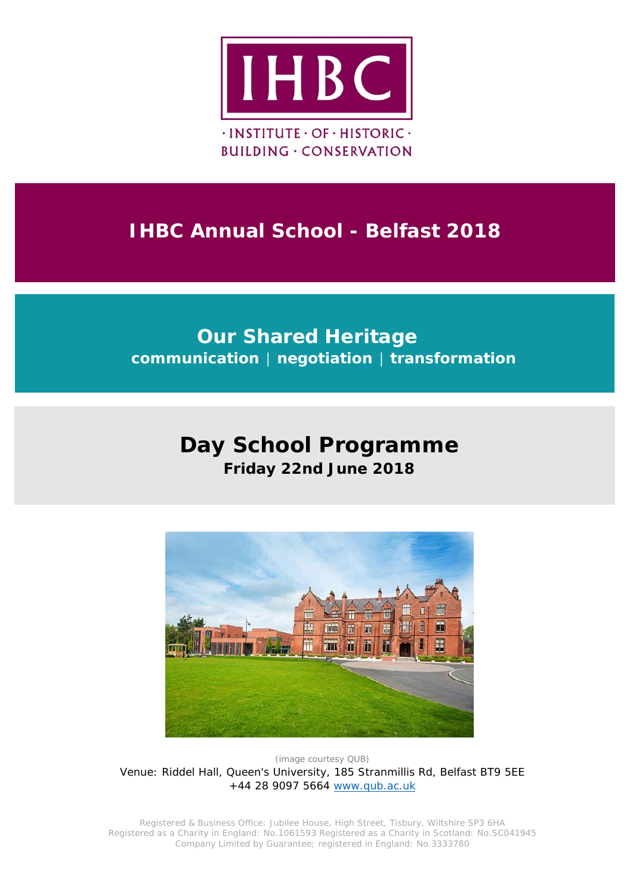IHBC

· INSTITUTE · OF · HISTORIC · BUILDING · CONSERVATION

# IHBC Annual School - Belfast 2018

## Our Shared Heritage

**communication | negotiation | transformation**

# Day School Programme

**Friday 22nd June 2018**

(image courtesy QUB)

Venue: Riddel Hall, Queen's University, 185 Stranmillis Rd, Belfast BT9 5EE
+44 28 9097 5664 www.qub.ac.uk

Registered & Business Office: Jubilee House, High Street, Tisbury, Wiltshire SP3 6HA
Registered as a Charity in England: No.1061593 Registered as a Charity in Scotland: No.SC041945
Company Limited by Guarantee; registered in England: No.3333780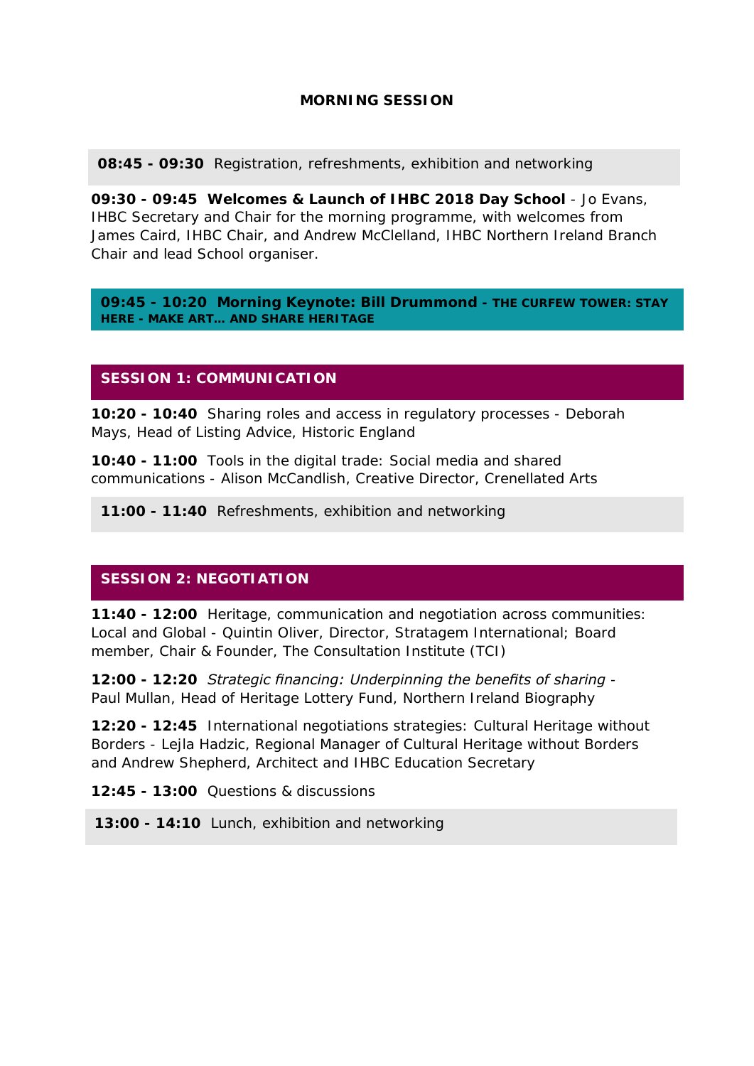## MORNING SESSION

**08:45 - 09:30** Registration, refreshments, exhibition and networking

**09:30 - 09:45 Welcomes & Launch of IHBC 2018 Day School** - Jo Evans, IHBC Secretary and Chair for the morning programme, with welcomes from James Caird, IHBC Chair, and Andrew McClelland, IHBC Northern Ireland Branch Chair and lead School organiser.

**09:45 - 10:20 Morning Keynote: Bill Drummond - THE CURFEW TOWER: STAY HERE - MAKE ART… AND SHARE HERITAGE**

### SESSION 1: COMMUNICATION

**10:20 - 10:40** Sharing roles and access in regulatory processes - Deborah Mays, Head of Listing Advice, Historic England

**10:40 - 11:00** Tools in the digital trade: Social media and shared communications - Alison McCandlish, Creative Director, Crenellated Arts

**11:00 - 11:40** Refreshments, exhibition and networking

### SESSION 2: NEGOTIATION

**11:40 - 12:00** Heritage, communication and negotiation across communities: Local and Global - Quintin Oliver, Director, Stratagem International; Board member, Chair & Founder, The Consultation Institute (TCI)

**12:00 - 12:20** *Strategic financing: Underpinning the benefits of sharing* - Paul Mullan, Head of Heritage Lottery Fund, Northern Ireland Biography

**12:20 - 12:45** International negotiations strategies: Cultural Heritage without Borders - Lejla Hadzic, Regional Manager of Cultural Heritage without Borders and Andrew Shepherd, Architect and IHBC Education Secretary

**12:45 - 13:00** Questions & discussions

**13:00 - 14:10** Lunch, exhibition and networking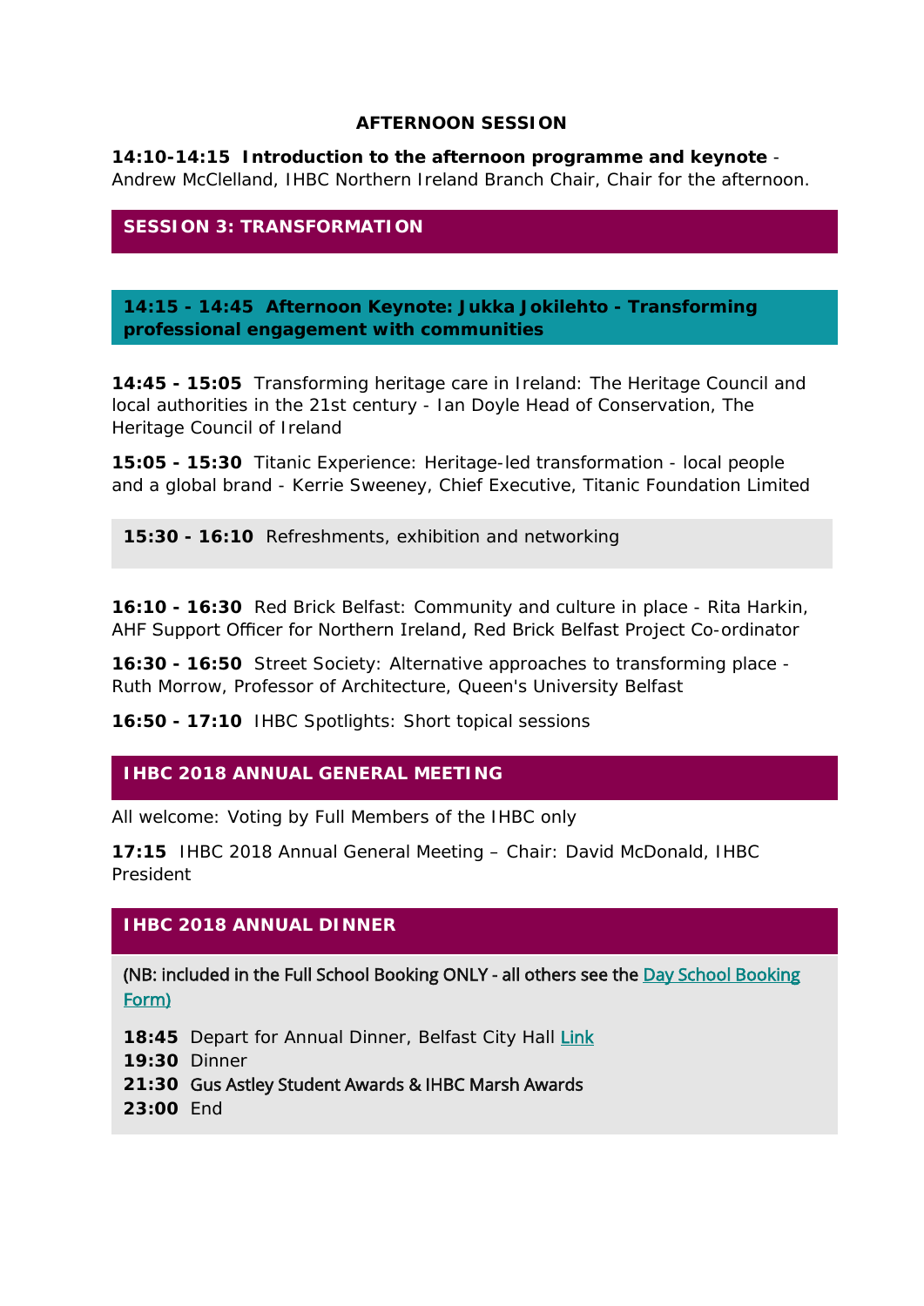## AFTERNOON SESSION

**14:10-14:15 Introduction to the afternoon programme and keynote** - Andrew McClelland, IHBC Northern Ireland Branch Chair, Chair for the afternoon.

### SESSION 3: TRANSFORMATION

**14:15 - 14:45 Afternoon Keynote: Jukka Jokilehto - Transforming professional engagement with communities**

**14:45 - 15:05** Transforming heritage care in Ireland: The Heritage Council and local authorities in the 21st century - Ian Doyle Head of Conservation, The Heritage Council of Ireland

**15:05 - 15:30** Titanic Experience: Heritage-led transformation - local people and a global brand - Kerrie Sweeney, Chief Executive, Titanic Foundation Limited

**15:30 - 16:10** Refreshments, exhibition and networking

**16:10 - 16:30** Red Brick Belfast: Community and culture in place - Rita Harkin, AHF Support Officer for Northern Ireland, Red Brick Belfast Project Co-ordinator

**16:30 - 16:50** Street Society: Alternative approaches to transforming place - Ruth Morrow, Professor of Architecture, Queen's University Belfast

**16:50 - 17:10** IHBC Spotlights: Short topical sessions

### IHBC 2018 ANNUAL GENERAL MEETING

All welcome: Voting by Full Members of the IHBC only

**17:15** IHBC 2018 Annual General Meeting – Chair: David McDonald, IHBC President

### IHBC 2018 ANNUAL DINNER

(NB: included in the Full School Booking ONLY - all others see the [Day School Booking Form](#))

**18:45** Depart for Annual Dinner, Belfast City Hall [Link](#)
**19:30** Dinner
**21:30** Gus Astley Student Awards & IHBC Marsh Awards
**23:00** End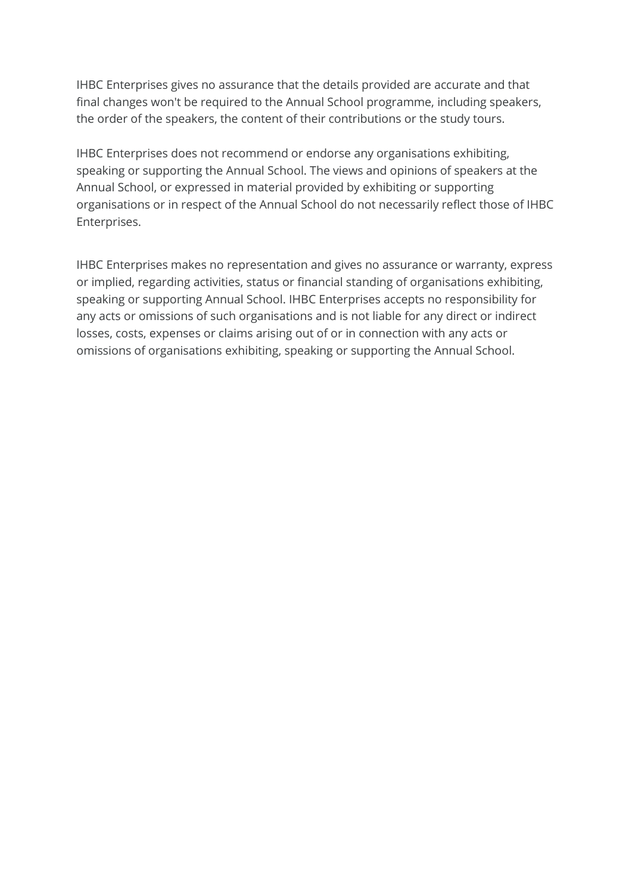IHBC Enterprises gives no assurance that the details provided are accurate and that final changes won't be required to the Annual School programme, including speakers, the order of the speakers, the content of their contributions or the study tours.

IHBC Enterprises does not recommend or endorse any organisations exhibiting, speaking or supporting the Annual School. The views and opinions of speakers at the Annual School, or expressed in material provided by exhibiting or supporting organisations or in respect of the Annual School do not necessarily reflect those of IHBC Enterprises.

IHBC Enterprises makes no representation and gives no assurance or warranty, express or implied, regarding activities, status or financial standing of organisations exhibiting, speaking or supporting Annual School. IHBC Enterprises accepts no responsibility for any acts or omissions of such organisations and is not liable for any direct or indirect losses, costs, expenses or claims arising out of or in connection with any acts or omissions of organisations exhibiting, speaking or supporting the Annual School.